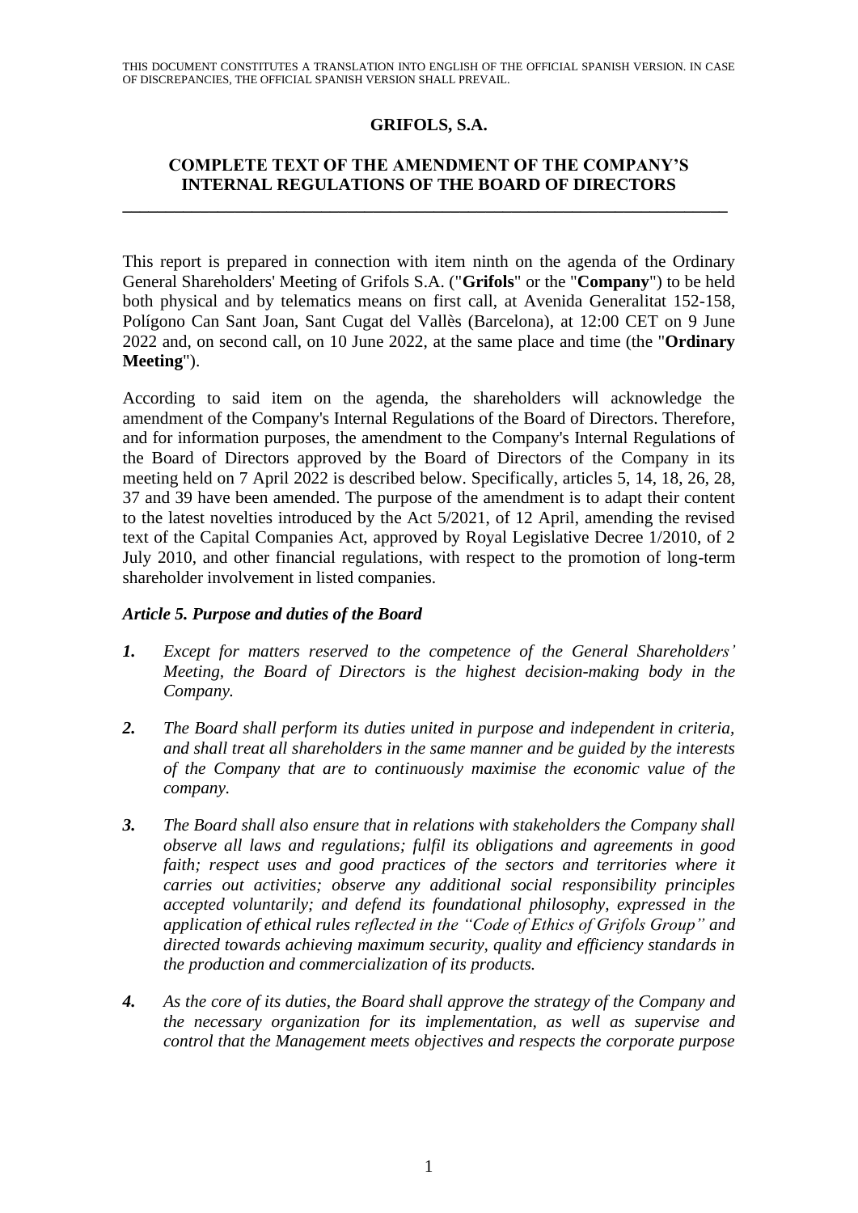THIS DOCUMENT CONSTITUTES A TRANSLATION INTO ENGLISH OF THE OFFICIAL SPANISH VERSION. IN CASE OF DISCREPANCIES, THE OFFICIAL SPANISH VERSION SHALL PREVAIL.

# GRIFOLS, S.A.

## COMPLETE TEXT OF THE AMENDMENT OF THE COMPANY'S INTERNAL REGULATIONS OF THE BOARD OF DIRECTORS

---

This report is prepared in connection with item ninth on the agenda of the Ordinary General Shareholders' Meeting of Grifols S.A. ("**Grifols**" or the "**Company**") to be held both physical and by telematics means on first call, at Avenida Generalitat 152-158, Polígono Can Sant Joan, Sant Cugat del Vallès (Barcelona), at 12:00 CET on 9 June 2022 and, on second call, on 10 June 2022, at the same place and time (the "**Ordinary Meeting**").

According to said item on the agenda, the shareholders will acknowledge the amendment of the Company's Internal Regulations of the Board of Directors. Therefore, and for information purposes, the amendment to the Company's Internal Regulations of the Board of Directors approved by the Board of Directors of the Company in its meeting held on 7 April 2022 is described below. Specifically, articles 5, 14, 18, 26, 28, 37 and 39 have been amended. The purpose of the amendment is to adapt their content to the latest novelties introduced by the Act 5/2021, of 12 April, amending the revised text of the Capital Companies Act, approved by Royal Legislative Decree 1/2010, of 2 July 2010, and other financial regulations, with respect to the promotion of long-term shareholder involvement in listed companies.

### *Article 5. Purpose and duties of the Board*

***1.*** *Except for matters reserved to the competence of the General Shareholders' Meeting, the Board of Directors is the highest decision-making body in the Company.*

***2.*** *The Board shall perform its duties united in purpose and independent in criteria, and shall treat all shareholders in the same manner and be guided by the interests of the Company that are to continuously maximise the economic value of the company.*

***3.*** *The Board shall also ensure that in relations with stakeholders the Company shall observe all laws and regulations; fulfil its obligations and agreements in good faith; respect uses and good practices of the sectors and territories where it carries out activities; observe any additional social responsibility principles accepted voluntarily; and defend its foundational philosophy, expressed in the application of ethical rules reflected in the "Code of Ethics of Grifols Group" and directed towards achieving maximum security, quality and efficiency standards in the production and commercialization of its products.*

***4.*** *As the core of its duties, the Board shall approve the strategy of the Company and the necessary organization for its implementation, as well as supervise and control that the Management meets objectives and respects the corporate purpose*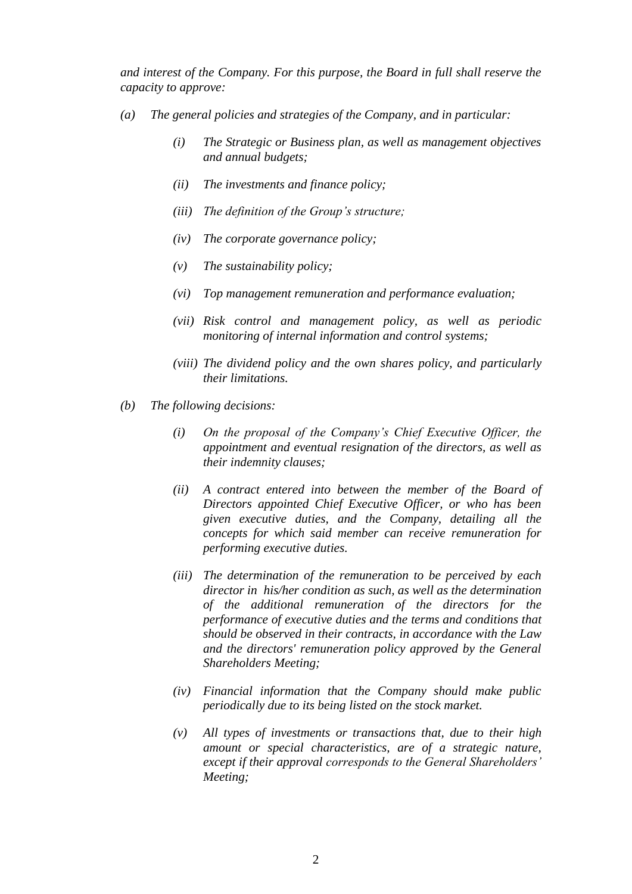*and interest of the Company. For this purpose, the Board in full shall reserve the capacity to approve:*

*(a) The general policies and strategies of the Company, and in particular:*

- *(i) The Strategic or Business plan, as well as management objectives and annual budgets;*
- *(ii) The investments and finance policy;*
- *(iii) The definition of the Group's structure;*
- *(iv) The corporate governance policy;*
- *(v) The sustainability policy;*
- *(vi) Top management remuneration and performance evaluation;*
- *(vii) Risk control and management policy, as well as periodic monitoring of internal information and control systems;*
- *(viii) The dividend policy and the own shares policy, and particularly their limitations.*

*(b) The following decisions:*

- *(i) On the proposal of the Company's Chief Executive Officer, the appointment and eventual resignation of the directors, as well as their indemnity clauses;*
- *(ii) A contract entered into between the member of the Board of Directors appointed Chief Executive Officer, or who has been given executive duties, and the Company, detailing all the concepts for which said member can receive remuneration for performing executive duties.*
- *(iii) The determination of the remuneration to be perceived by each director in his/her condition as such, as well as the determination of the additional remuneration of the directors for the performance of executive duties and the terms and conditions that should be observed in their contracts, in accordance with the Law and the directors' remuneration policy approved by the General Shareholders Meeting;*
- *(iv) Financial information that the Company should make public periodically due to its being listed on the stock market.*
- *(v) All types of investments or transactions that, due to their high amount or special characteristics, are of a strategic nature, except if their approval corresponds to the General Shareholders' Meeting;*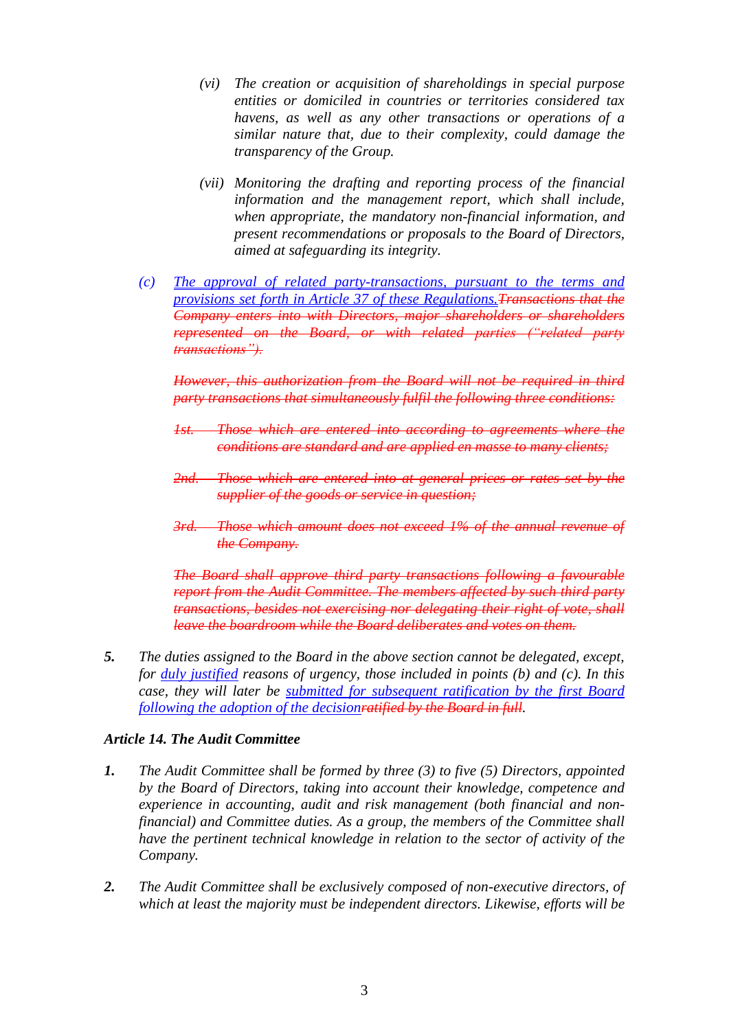*(vi) The creation or acquisition of shareholdings in special purpose entities or domiciled in countries or territories considered tax havens, as well as any other transactions or operations of a similar nature that, due to their complexity, could damage the transparency of the Group.*

*(vii) Monitoring the drafting and reporting process of the financial information and the management report, which shall include, when appropriate, the mandatory non-financial information, and present recommendations or proposals to the Board of Directors, aimed at safeguarding its integrity.*

*(c) <u>The approval of related party-transactions, pursuant to the terms and provisions set forth in Article 37 of these Regulations.</u>~~Transactions that the Company enters into with Directors, major shareholders or shareholders represented on the Board, or with related parties ("related party transactions").~~*

*~~However, this authorization from the Board will not be required in third party transactions that simultaneously fulfil the following three conditions:~~*

*~~1st. Those which are entered into according to agreements where the conditions are standard and are applied en masse to many clients;~~*

*~~2nd. Those which are entered into at general prices or rates set by the supplier of the goods or service in question;~~*

*~~3rd. Those which amount does not exceed 1% of the annual revenue of the Company.~~*

*~~The Board shall approve third party transactions following a favourable report from the Audit Committee. The members affected by such third party transactions, besides not exercising nor delegating their right of vote, shall leave the boardroom while the Board deliberates and votes on them.~~*

***5.*** *The duties assigned to the Board in the above section cannot be delegated, except, for <u>duly justified</u> reasons of urgency, those included in points (b) and (c). In this case, they will later be <u>submitted for subsequent ratification by the first Board following the adoption of the decision</u>~~ratified by the Board in full~~.*

### *Article 14. The Audit Committee*

***1.*** *The Audit Committee shall be formed by three (3) to five (5) Directors, appointed by the Board of Directors, taking into account their knowledge, competence and experience in accounting, audit and risk management (both financial and non-financial) and Committee duties. As a group, the members of the Committee shall have the pertinent technical knowledge in relation to the sector of activity of the Company.*

***2.*** *The Audit Committee shall be exclusively composed of non-executive directors, of which at least the majority must be independent directors. Likewise, efforts will be*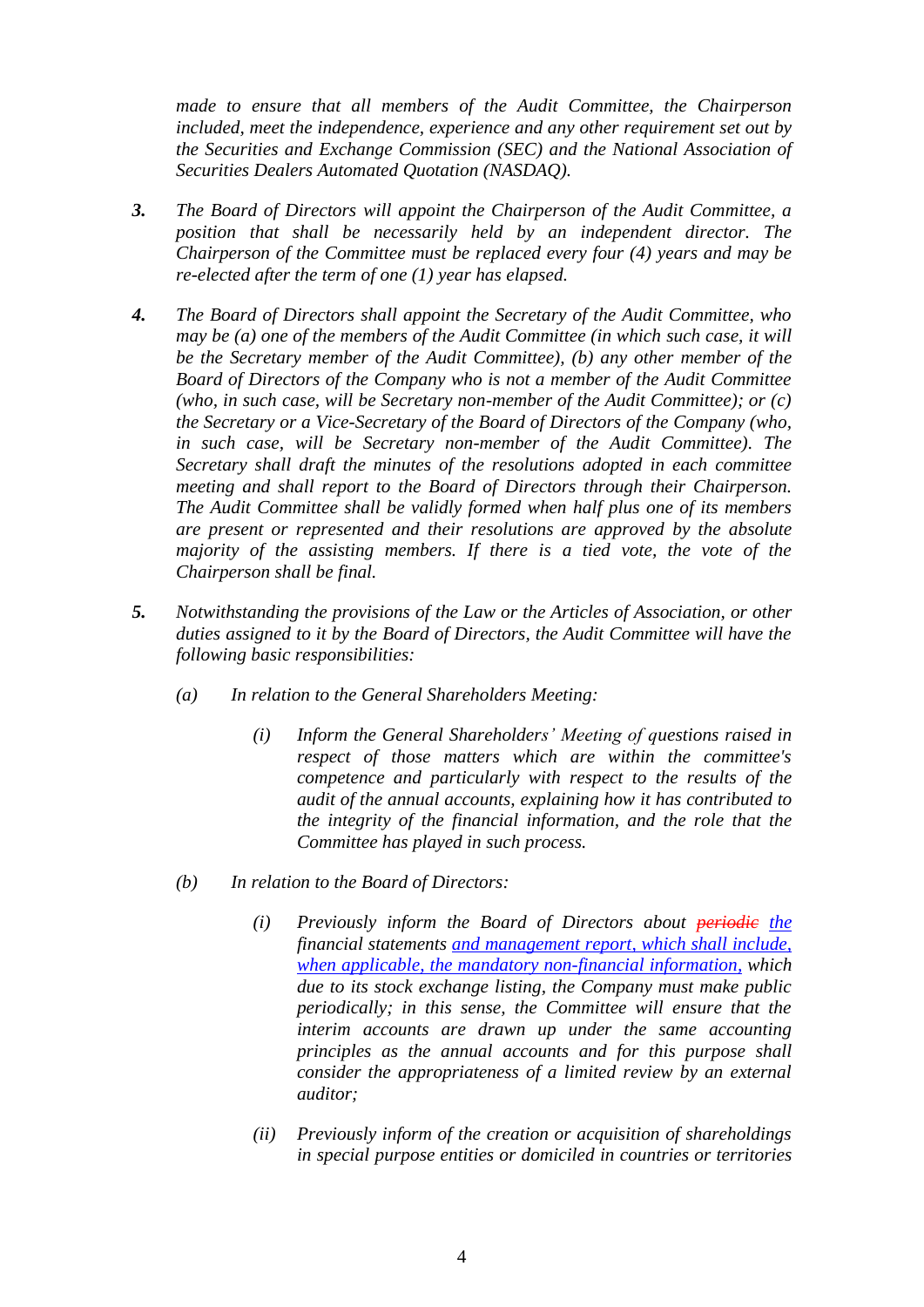*made to ensure that all members of the Audit Committee, the Chairperson included, meet the independence, experience and any other requirement set out by the Securities and Exchange Commission (SEC) and the National Association of Securities Dealers Automated Quotation (NASDAQ).*

***3.*** *The Board of Directors will appoint the Chairperson of the Audit Committee, a position that shall be necessarily held by an independent director. The Chairperson of the Committee must be replaced every four (4) years and may be re-elected after the term of one (1) year has elapsed.*

***4.*** *The Board of Directors shall appoint the Secretary of the Audit Committee, who may be (a) one of the members of the Audit Committee (in which such case, it will be the Secretary member of the Audit Committee), (b) any other member of the Board of Directors of the Company who is not a member of the Audit Committee (who, in such case, will be Secretary non-member of the Audit Committee); or (c) the Secretary or a Vice-Secretary of the Board of Directors of the Company (who, in such case, will be Secretary non-member of the Audit Committee). The Secretary shall draft the minutes of the resolutions adopted in each committee meeting and shall report to the Board of Directors through their Chairperson. The Audit Committee shall be validly formed when half plus one of its members are present or represented and their resolutions are approved by the absolute majority of the assisting members. If there is a tied vote, the vote of the Chairperson shall be final.*

***5.*** *Notwithstanding the provisions of the Law or the Articles of Association, or other duties assigned to it by the Board of Directors, the Audit Committee will have the following basic responsibilities:*

*(a)* *In relation to the General Shareholders Meeting:*

*(i)* *Inform the General Shareholders' Meeting of questions raised in respect of those matters which are within the committee's competence and particularly with respect to the results of the audit of the annual accounts, explaining how it has contributed to the integrity of the financial information, and the role that the Committee has played in such process.*

*(b)* *In relation to the Board of Directors:*

*(i)* *Previously inform the Board of Directors about ~~periodic~~ the financial statements and management report, which shall include, when applicable, the mandatory non-financial information, which due to its stock exchange listing, the Company must make public periodically; in this sense, the Committee will ensure that the interim accounts are drawn up under the same accounting principles as the annual accounts and for this purpose shall consider the appropriateness of a limited review by an external auditor;*

*(ii)* *Previously inform of the creation or acquisition of shareholdings in special purpose entities or domiciled in countries or territories*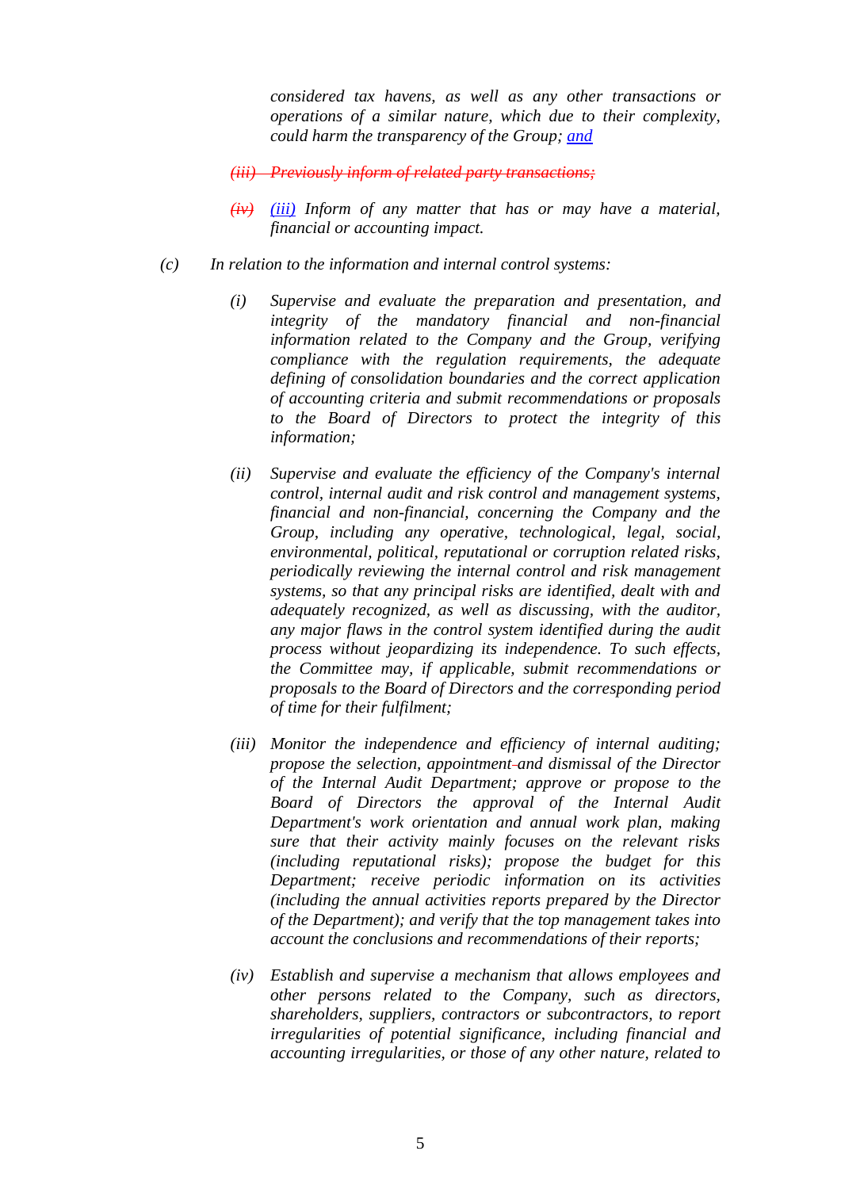*considered tax havens, as well as any other transactions or operations of a similar nature, which due to their complexity, could harm the transparency of the Group; and*

~~*(iii) Previously inform of related party transactions;*~~

~~*(iv)*~~ *(iii) Inform of any matter that has or may have a material, financial or accounting impact.*

*(c) In relation to the information and internal control systems:*

*(i) Supervise and evaluate the preparation and presentation, and integrity of the mandatory financial and non-financial information related to the Company and the Group, verifying compliance with the regulation requirements, the adequate defining of consolidation boundaries and the correct application of accounting criteria and submit recommendations or proposals to the Board of Directors to protect the integrity of this information;*

*(ii) Supervise and evaluate the efficiency of the Company's internal control, internal audit and risk control and management systems, financial and non-financial, concerning the Company and the Group, including any operative, technological, legal, social, environmental, political, reputational or corruption related risks, periodically reviewing the internal control and risk management systems, so that any principal risks are identified, dealt with and adequately recognized, as well as discussing, with the auditor, any major flaws in the control system identified during the audit process without jeopardizing its independence. To such effects, the Committee may, if applicable, submit recommendations or proposals to the Board of Directors and the corresponding period of time for their fulfilment;*

*(iii) Monitor the independence and efficiency of internal auditing; propose the selection, appointment and dismissal of the Director of the Internal Audit Department; approve or propose to the Board of Directors the approval of the Internal Audit Department's work orientation and annual work plan, making sure that their activity mainly focuses on the relevant risks (including reputational risks); propose the budget for this Department; receive periodic information on its activities (including the annual activities reports prepared by the Director of the Department); and verify that the top management takes into account the conclusions and recommendations of their reports;*

*(iv) Establish and supervise a mechanism that allows employees and other persons related to the Company, such as directors, shareholders, suppliers, contractors or subcontractors, to report irregularities of potential significance, including financial and accounting irregularities, or those of any other nature, related to*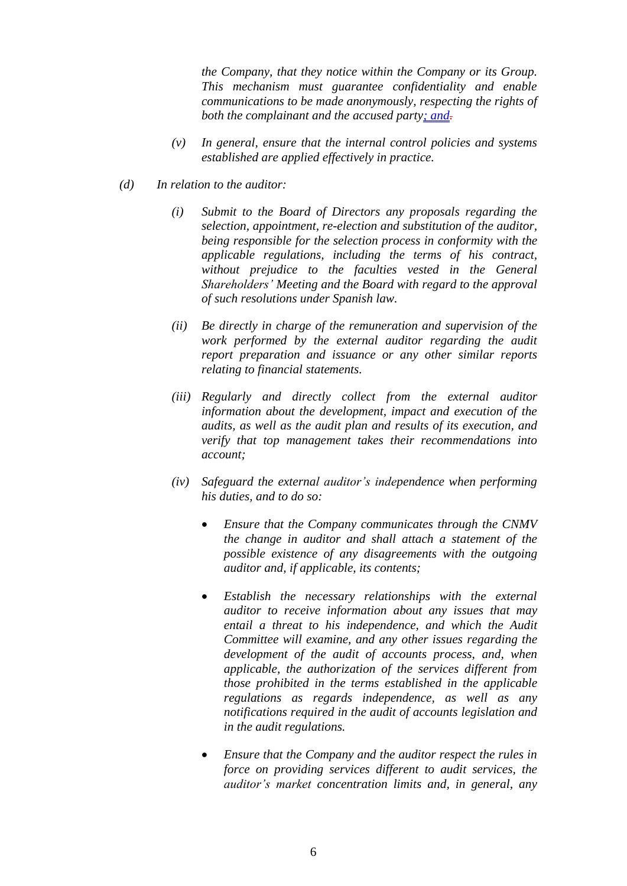*the Company, that they notice within the Company or its Group. This mechanism must guarantee confidentiality and enable communications to be made anonymously, respecting the rights of both the complainant and the accused party; and.*

*(v) In general, ensure that the internal control policies and systems established are applied effectively in practice.*

*(d) In relation to the auditor:*

*(i) Submit to the Board of Directors any proposals regarding the selection, appointment, re-election and substitution of the auditor, being responsible for the selection process in conformity with the applicable regulations, including the terms of his contract, without prejudice to the faculties vested in the General Shareholders' Meeting and the Board with regard to the approval of such resolutions under Spanish law.*

*(ii) Be directly in charge of the remuneration and supervision of the work performed by the external auditor regarding the audit report preparation and issuance or any other similar reports relating to financial statements.*

*(iii) Regularly and directly collect from the external auditor information about the development, impact and execution of the audits, as well as the audit plan and results of its execution, and verify that top management takes their recommendations into account;*

*(iv) Safeguard the external auditor's independence when performing his duties, and to do so:*

- *Ensure that the Company communicates through the CNMV the change in auditor and shall attach a statement of the possible existence of any disagreements with the outgoing auditor and, if applicable, its contents;*

- *Establish the necessary relationships with the external auditor to receive information about any issues that may entail a threat to his independence, and which the Audit Committee will examine, and any other issues regarding the development of the audit of accounts process, and, when applicable, the authorization of the services different from those prohibited in the terms established in the applicable regulations as regards independence, as well as any notifications required in the audit of accounts legislation and in the audit regulations.*

- *Ensure that the Company and the auditor respect the rules in force on providing services different to audit services, the auditor's market concentration limits and, in general, any*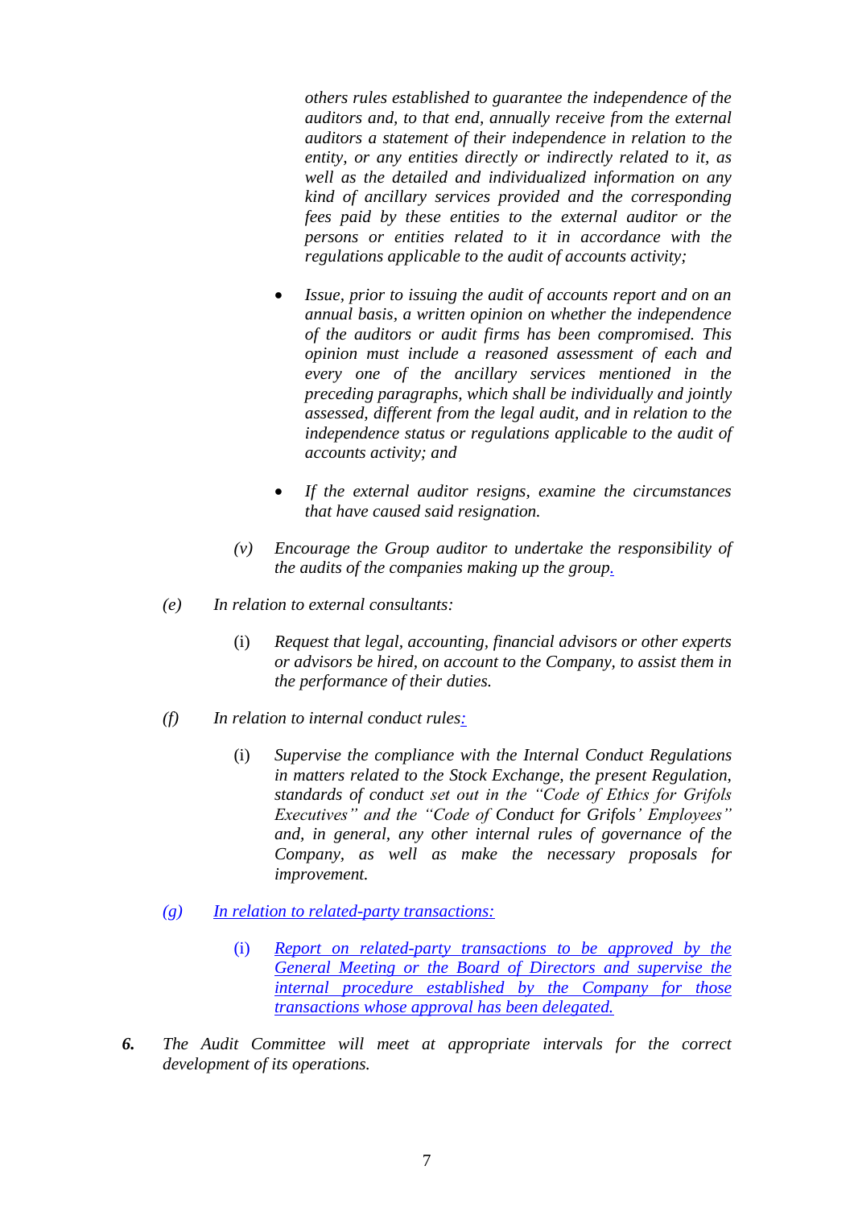*others rules established to guarantee the independence of the auditors and, to that end, annually receive from the external auditors a statement of their independence in relation to the entity, or any entities directly or indirectly related to it, as well as the detailed and individualized information on any kind of ancillary services provided and the corresponding fees paid by these entities to the external auditor or the persons or entities related to it in accordance with the regulations applicable to the audit of accounts activity;*

- *Issue, prior to issuing the audit of accounts report and on an annual basis, a written opinion on whether the independence of the auditors or audit firms has been compromised. This opinion must include a reasoned assessment of each and every one of the ancillary services mentioned in the preceding paragraphs, which shall be individually and jointly assessed, different from the legal audit, and in relation to the independence status or regulations applicable to the audit of accounts activity; and*

- *If the external auditor resigns, examine the circumstances that have caused said resignation.*

(v) *Encourage the Group auditor to undertake the responsibility of the audits of the companies making up the group.*

(e) *In relation to external consultants:*

(i) *Request that legal, accounting, financial advisors or other experts or advisors be hired, on account to the Company, to assist them in the performance of their duties.*

(f) *In relation to internal conduct rules:*

(i) *Supervise the compliance with the Internal Conduct Regulations in matters related to the Stock Exchange, the present Regulation, standards of conduct set out in the "Code of Ethics for Grifols Executives" and the "Code of Conduct for Grifols' Employees" and, in general, any other internal rules of governance of the Company, as well as make the necessary proposals for improvement.*

(g) *In relation to related-party transactions:*

(i) *Report on related-party transactions to be approved by the General Meeting or the Board of Directors and supervise the internal procedure established by the Company for those transactions whose approval has been delegated.*

***6.*** *The Audit Committee will meet at appropriate intervals for the correct development of its operations.*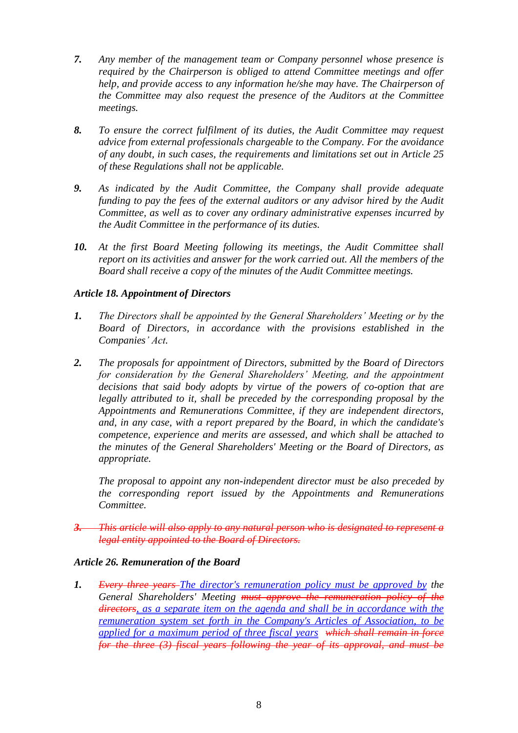***7.*** *Any member of the management team or Company personnel whose presence is required by the Chairperson is obliged to attend Committee meetings and offer help, and provide access to any information he/she may have. The Chairperson of the Committee may also request the presence of the Auditors at the Committee meetings.*

***8.*** *To ensure the correct fulfilment of its duties, the Audit Committee may request advice from external professionals chargeable to the Company. For the avoidance of any doubt, in such cases, the requirements and limitations set out in Article 25 of these Regulations shall not be applicable.*

***9.*** *As indicated by the Audit Committee, the Company shall provide adequate funding to pay the fees of the external auditors or any advisor hired by the Audit Committee, as well as to cover any ordinary administrative expenses incurred by the Audit Committee in the performance of its duties.*

***10.*** *At the first Board Meeting following its meetings, the Audit Committee shall report on its activities and answer for the work carried out. All the members of the Board shall receive a copy of the minutes of the Audit Committee meetings.*

### *Article 18. Appointment of Directors*

***1.*** *The Directors shall be appointed by the General Shareholders' Meeting or by the Board of Directors, in accordance with the provisions established in the Companies' Act.*

***2.*** *The proposals for appointment of Directors, submitted by the Board of Directors for consideration by the General Shareholders' Meeting, and the appointment decisions that said body adopts by virtue of the powers of co-option that are legally attributed to it, shall be preceded by the corresponding proposal by the Appointments and Remunerations Committee, if they are independent directors, and, in any case, with a report prepared by the Board, in which the candidate's competence, experience and merits are assessed, and which shall be attached to the minutes of the General Shareholders' Meeting or the Board of Directors, as appropriate.*

*The proposal to appoint any non-independent director must be also preceded by the corresponding report issued by the Appointments and Remunerations Committee.*

~~***3.*** *This article will also apply to any natural person who is designated to represent a legal entity appointed to the Board of Directors.*~~

### *Article 26. Remuneration of the Board*

***1.*** ~~*Every three years*~~ <u>*The director's remuneration policy must be approved by*</u> *the General Shareholders' Meeting* ~~*must approve the remuneration policy of the directors*~~<u>*, as a separate item on the agenda and shall be in accordance with the remuneration system set forth in the Company's Articles of Association, to be applied for a maximum period of three fiscal years*</u> ~~*which shall remain in force for the three (3) fiscal years following the year of its approval, and must be*~~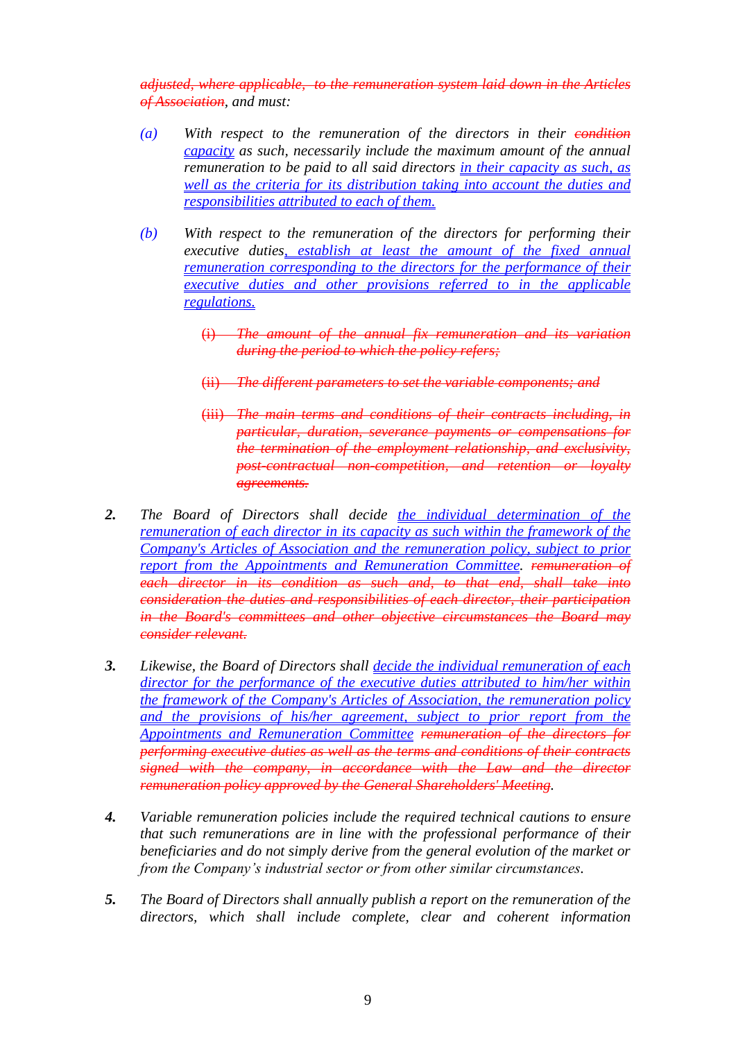~~*adjusted, where applicable, to the remuneration system laid down in the Articles of Association*~~*, and must:*

*(a)* *With respect to the remuneration of the directors in their* ~~*condition*~~ *<u>capacity</u> as such, necessarily include the maximum amount of the annual remuneration to be paid to all said directors <u>in their capacity as such, as well as the criteria for its distribution taking into account the duties and responsibilities attributed to each of them.</u>*

*(b)* *With respect to the remuneration of the directors for performing their executive duties<u>, establish at least the amount of the fixed annual remuneration corresponding to the directors for the performance of their executive duties and other provisions referred to in the applicable regulations.</u>*

~~(i) *The amount of the annual fix remuneration and its variation during the period to which the policy refers;*~~

~~(ii) *The different parameters to set the variable components; and*~~

~~(iii) *The main terms and conditions of their contracts including, in particular, duration, severance payments or compensations for the termination of the employment relationship, and exclusivity, post-contractual non-competition, and retention or loyalty agreements.*~~

**2.** *The Board of Directors shall decide <u>the individual determination of the remuneration of each director in its capacity as such within the framework of the Company's Articles of Association and the remuneration policy, subject to prior report from the Appointments and Remuneration Committee</u>.* ~~*remuneration of each director in its condition as such and, to that end, shall take into consideration the duties and responsibilities of each director, their participation in the Board's committees and other objective circumstances the Board may consider relevant.*~~

**3.** *Likewise, the Board of Directors shall <u>decide the individual remuneration of each director for the performance of the executive duties attributed to him/her within the framework of the Company's Articles of Association, the remuneration policy and the provisions of his/her agreement, subject to prior report from the Appointments and Remuneration Committee</u>* ~~*remuneration of the directors for performing executive duties as well as the terms and conditions of their contracts signed with the company, in accordance with the Law and the director remuneration policy approved by the General Shareholders' Meeting*~~*.*

**4.** *Variable remuneration policies include the required technical cautions to ensure that such remunerations are in line with the professional performance of their beneficiaries and do not simply derive from the general evolution of the market or from the Company's industrial sector or from other similar circumstances.*

**5.** *The Board of Directors shall annually publish a report on the remuneration of the directors, which shall include complete, clear and coherent information*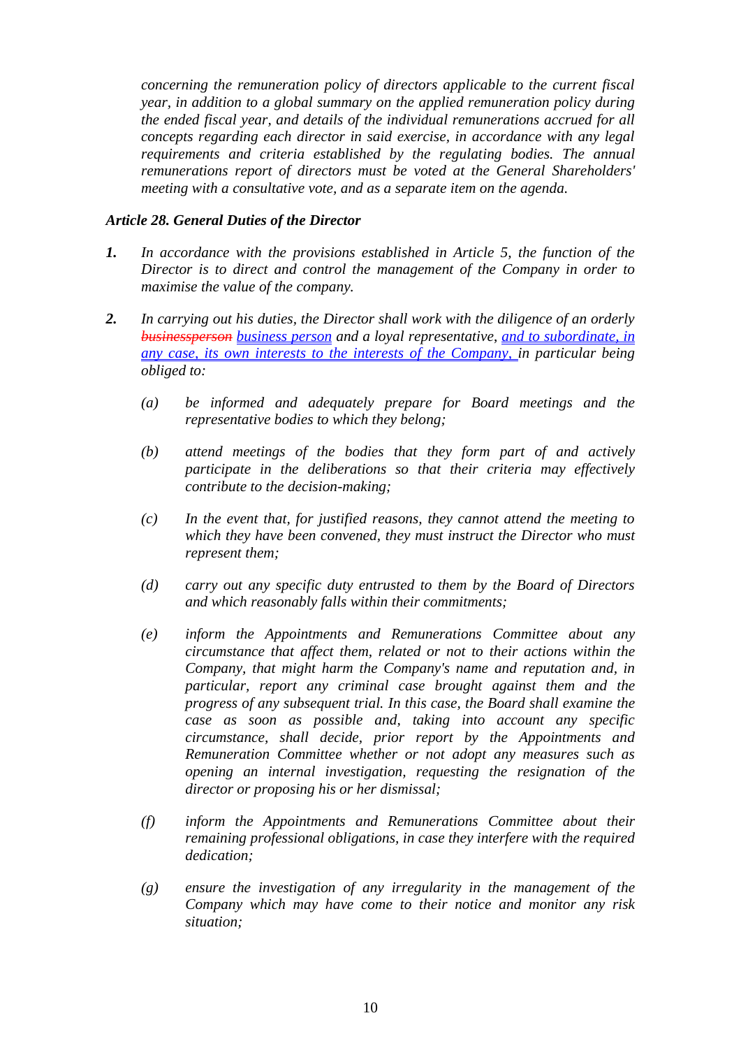*concerning the remuneration policy of directors applicable to the current fiscal year, in addition to a global summary on the applied remuneration policy during the ended fiscal year, and details of the individual remunerations accrued for all concepts regarding each director in said exercise, in accordance with any legal requirements and criteria established by the regulating bodies. The annual remunerations report of directors must be voted at the General Shareholders' meeting with a consultative vote, and as a separate item on the agenda.*

***Article 28. General Duties of the Director***

***1.*** *In accordance with the provisions established in Article 5, the function of the Director is to direct and control the management of the Company in order to maximise the value of the company.*

***2.*** *In carrying out his duties, the Director shall work with the diligence of an orderly ~~businessperson~~ business person and a loyal representative, and to subordinate, in any case, its own interests to the interests of the Company, in particular being obliged to:*

*(a)* *be informed and adequately prepare for Board meetings and the representative bodies to which they belong;*

*(b)* *attend meetings of the bodies that they form part of and actively participate in the deliberations so that their criteria may effectively contribute to the decision-making;*

*(c)* *In the event that, for justified reasons, they cannot attend the meeting to which they have been convened, they must instruct the Director who must represent them;*

*(d)* *carry out any specific duty entrusted to them by the Board of Directors and which reasonably falls within their commitments;*

*(e)* *inform the Appointments and Remunerations Committee about any circumstance that affect them, related or not to their actions within the Company, that might harm the Company's name and reputation and, in particular, report any criminal case brought against them and the progress of any subsequent trial. In this case, the Board shall examine the case as soon as possible and, taking into account any specific circumstance, shall decide, prior report by the Appointments and Remuneration Committee whether or not adopt any measures such as opening an internal investigation, requesting the resignation of the director or proposing his or her dismissal;*

*(f)* *inform the Appointments and Remunerations Committee about their remaining professional obligations, in case they interfere with the required dedication;*

*(g)* *ensure the investigation of any irregularity in the management of the Company which may have come to their notice and monitor any risk situation;*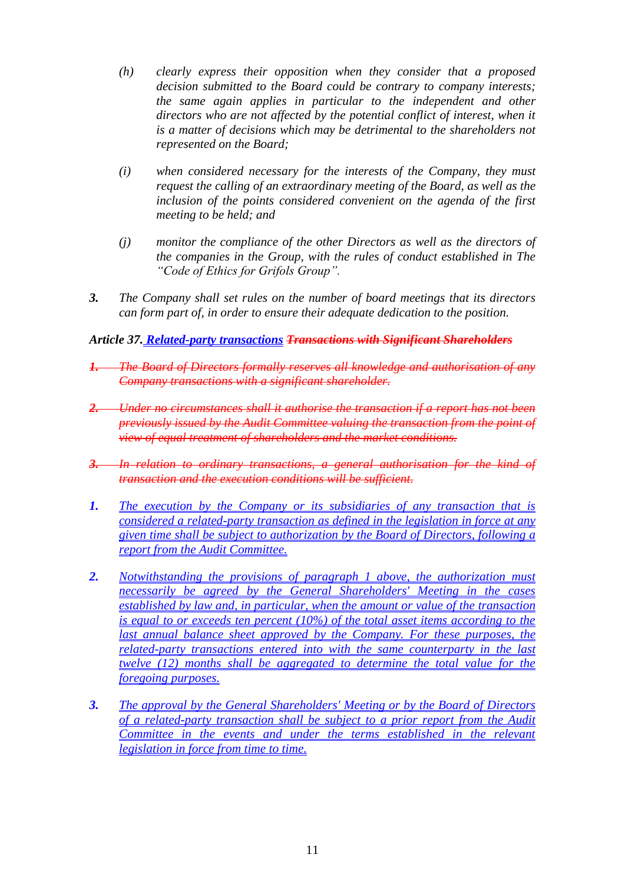(h) *clearly express their opposition when they consider that a proposed decision submitted to the Board could be contrary to company interests; the same again applies in particular to the independent and other directors who are not affected by the potential conflict of interest, when it is a matter of decisions which may be detrimental to the shareholders not represented on the Board;*

(i) *when considered necessary for the interests of the Company, they must request the calling of an extraordinary meeting of the Board, as well as the inclusion of the points considered convenient on the agenda of the first meeting to be held; and*

(j) *monitor the compliance of the other Directors as well as the directors of the companies in the Group, with the rules of conduct established in The "Code of Ethics for Grifols Group".*

**3.** *The Company shall set rules on the number of board meetings that its directors can form part of, in order to ensure their adequate dedication to the position.*

***Article 37. <u>Related-party transactions</u> ~~Transactions with Significant Shareholders~~***

~~***1.*** *The Board of Directors formally reserves all knowledge and authorisation of any Company transactions with a significant shareholder.*~~

~~***2.*** *Under no circumstances shall it authorise the transaction if a report has not been previously issued by the Audit Committee valuing the transaction from the point of view of equal treatment of shareholders and the market conditions.*~~

~~***3.*** *In relation to ordinary transactions, a general authorisation for the kind of transaction and the execution conditions will be sufficient.*~~

***1.*** *<u>The execution by the Company or its subsidiaries of any transaction that is considered a related-party transaction as defined in the legislation in force at any given time shall be subject to authorization by the Board of Directors, following a report from the Audit Committee.</u>*

***2.*** *<u>Notwithstanding the provisions of paragraph 1 above, the authorization must necessarily be agreed by the General Shareholders' Meeting in the cases established by law and, in particular, when the amount or value of the transaction is equal to or exceeds ten percent (10%) of the total asset items according to the last annual balance sheet approved by the Company. For these purposes, the related-party transactions entered into with the same counterparty in the last twelve (12) months shall be aggregated to determine the total value for the foregoing purposes.</u>*

***3.*** *<u>The approval by the General Shareholders' Meeting or by the Board of Directors of a related-party transaction shall be subject to a prior report from the Audit Committee in the events and under the terms established in the relevant legislation in force from time to time.</u>*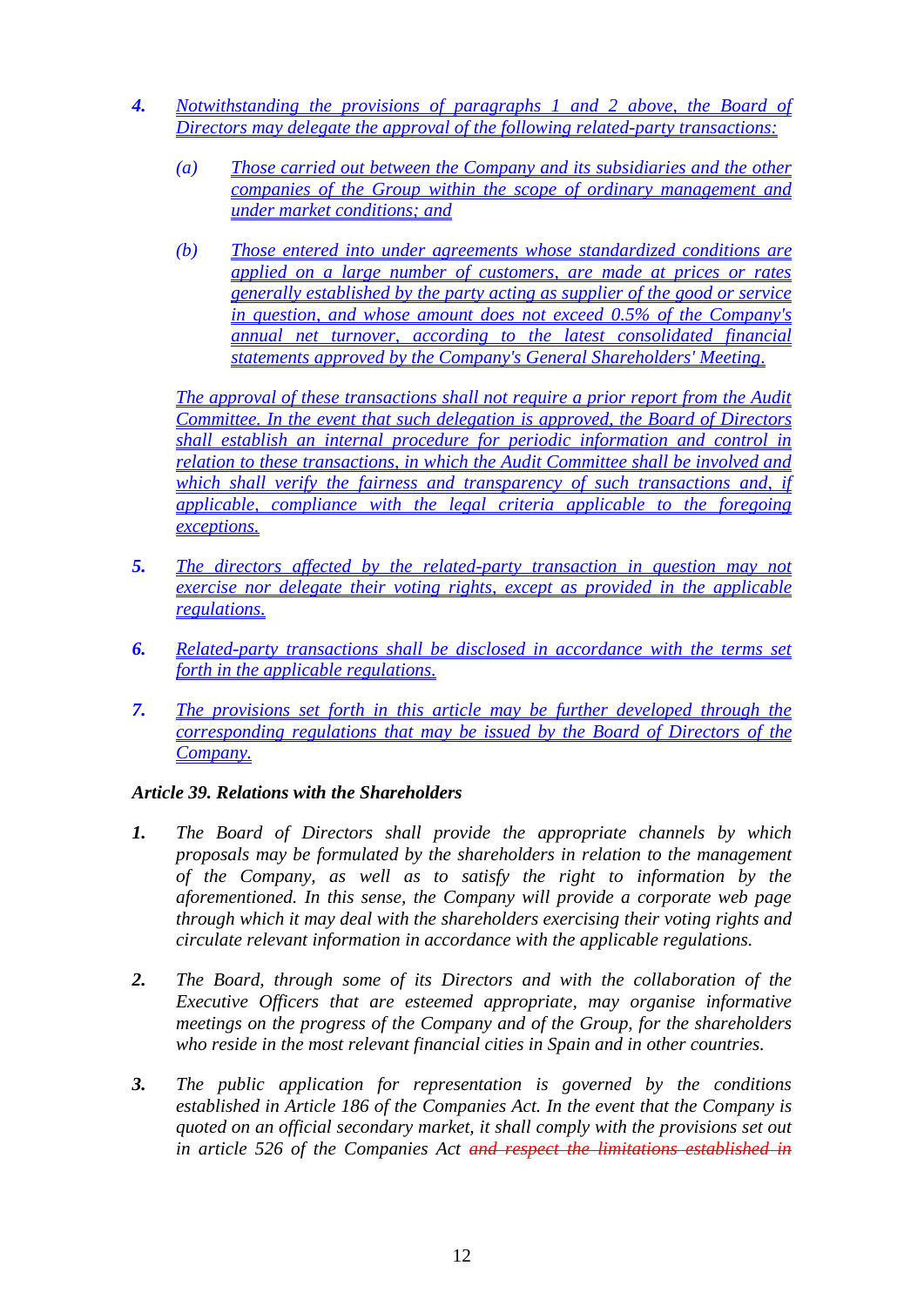4. *Notwithstanding the provisions of paragraphs 1 and 2 above, the Board of Directors may delegate the approval of the following related-party transactions:*

   (a) *Those carried out between the Company and its subsidiaries and the other companies of the Group within the scope of ordinary management and under market conditions; and*

   (b) *Those entered into under agreements whose standardized conditions are applied on a large number of customers, are made at prices or rates generally established by the party acting as supplier of the good or service in question, and whose amount does not exceed 0.5% of the Company's annual net turnover, according to the latest consolidated financial statements approved by the Company's General Shareholders' Meeting.*

   *The approval of these transactions shall not require a prior report from the Audit Committee. In the event that such delegation is approved, the Board of Directors shall establish an internal procedure for periodic information and control in relation to these transactions, in which the Audit Committee shall be involved and which shall verify the fairness and transparency of such transactions and, if applicable, compliance with the legal criteria applicable to the foregoing exceptions.*

5. *The directors affected by the related-party transaction in question may not exercise nor delegate their voting rights, except as provided in the applicable regulations.*

6. *Related-party transactions shall be disclosed in accordance with the terms set forth in the applicable regulations.*

7. *The provisions set forth in this article may be further developed through the corresponding regulations that may be issued by the Board of Directors of the Company.*

**Article 39. Relations with the Shareholders**

1. *The Board of Directors shall provide the appropriate channels by which proposals may be formulated by the shareholders in relation to the management of the Company, as well as to satisfy the right to information by the aforementioned. In this sense, the Company will provide a corporate web page through which it may deal with the shareholders exercising their voting rights and circulate relevant information in accordance with the applicable regulations.*

2. *The Board, through some of its Directors and with the collaboration of the Executive Officers that are esteemed appropriate, may organise informative meetings on the progress of the Company and of the Group, for the shareholders who reside in the most relevant financial cities in Spain and in other countries.*

3. *The public application for representation is governed by the conditions established in Article 186 of the Companies Act. In the event that the Company is quoted on an official secondary market, it shall comply with the provisions set out in article 526 of the Companies Act ~~and respect the limitations established in~~*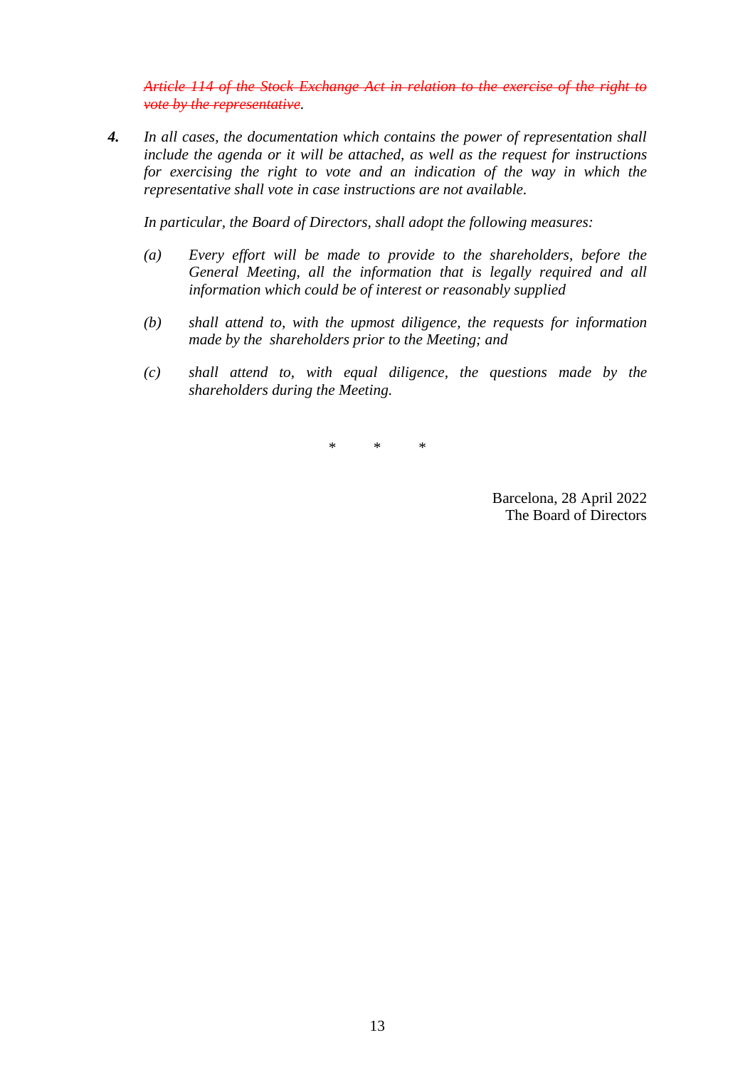~~*Article 114 of the Stock Exchange Act in relation to the exercise of the right to vote by the representative*~~*.*

***4.*** *In all cases, the documentation which contains the power of representation shall include the agenda or it will be attached, as well as the request for instructions for exercising the right to vote and an indication of the way in which the representative shall vote in case instructions are not available.*

*In particular, the Board of Directors, shall adopt the following measures:*

*(a) Every effort will be made to provide to the shareholders, before the General Meeting, all the information that is legally required and all information which could be of interest or reasonably supplied*

*(b) shall attend to, with the upmost diligence, the requests for information made by the shareholders prior to the Meeting; and*

*(c) shall attend to, with equal diligence, the questions made by the shareholders during the Meeting.*

\* \* \*

Barcelona, 28 April 2022
The Board of Directors